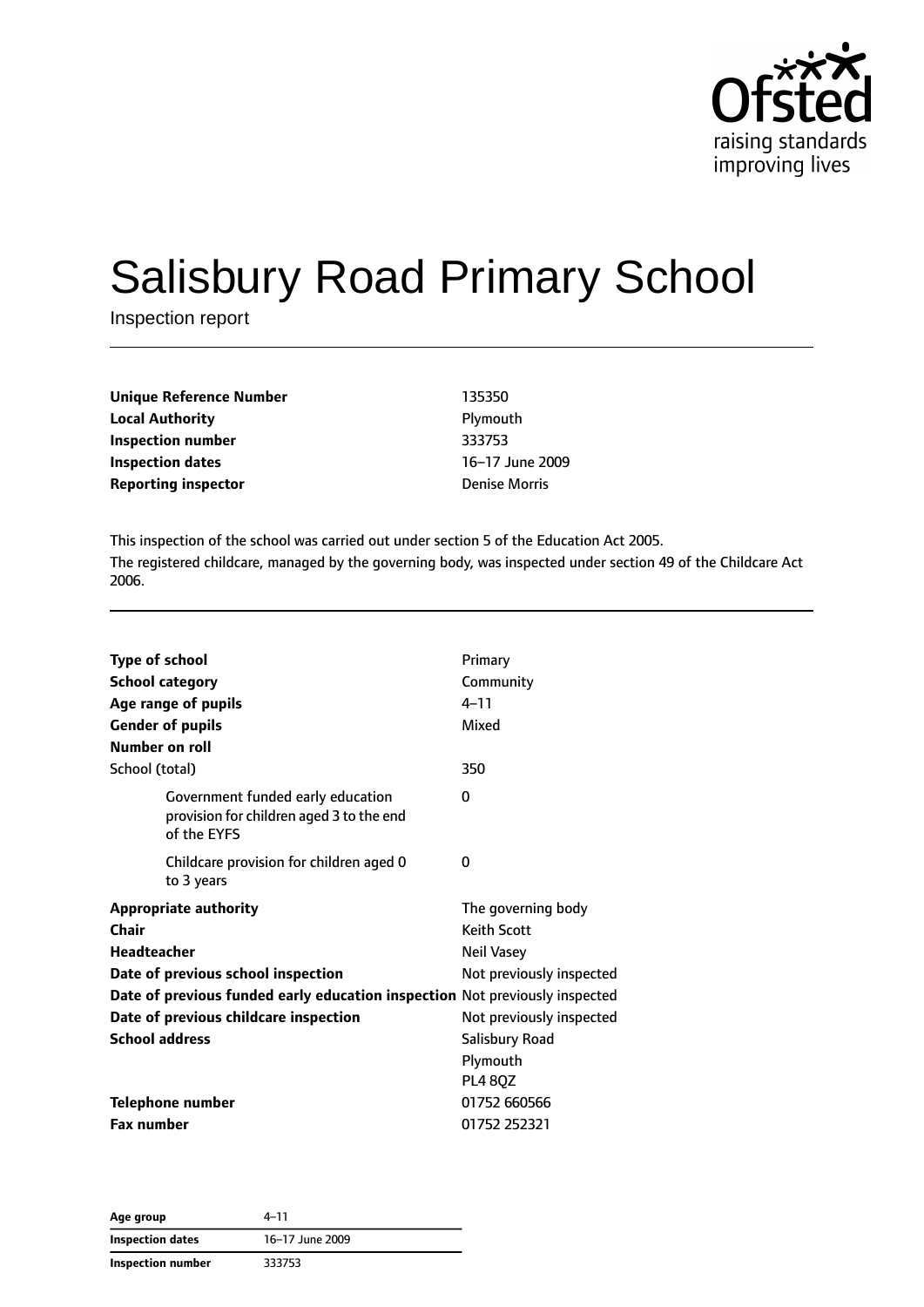# Salisbury Road Primary School

Inspection report

| | |
|---|---|
| **Unique Reference Number** | 135350 |
| **Local Authority** | Plymouth |
| **Inspection number** | 333753 |
| **Inspection dates** | 16–17 June 2009 |
| **Reporting inspector** | Denise Morris |

This inspection of the school was carried out under section 5 of the Education Act 2005.

The registered childcare, managed by the governing body, was inspected under section 49 of the Childcare Act 2006.

| | |
|---|---|
| **Type of school** | Primary |
| **School category** | Community |
| **Age range of pupils** | 4–11 |
| **Gender of pupils** | Mixed |
| **Number on roll** | |
| School (total) | 350 |
| Government funded early education provision for children aged 3 to the end of the EYFS | 0 |
| Childcare provision for children aged 0 to 3 years | 0 |
| **Appropriate authority** | The governing body |
| **Chair** | Keith Scott |
| **Headteacher** | Neil Vasey |
| **Date of previous school inspection** | Not previously inspected |
| **Date of previous funded early education inspection** | Not previously inspected |
| **Date of previous childcare inspection** | Not previously inspected |
| **School address** | Salisbury Road<br>Plymouth<br>PL4 8QZ |
| **Telephone number** | 01752 660566 |
| **Fax number** | 01752 252321 |

| | |
|---|---|
| **Age group** | 4–11 |
| **Inspection dates** | 16–17 June 2009 |
| **Inspection number** | 333753 |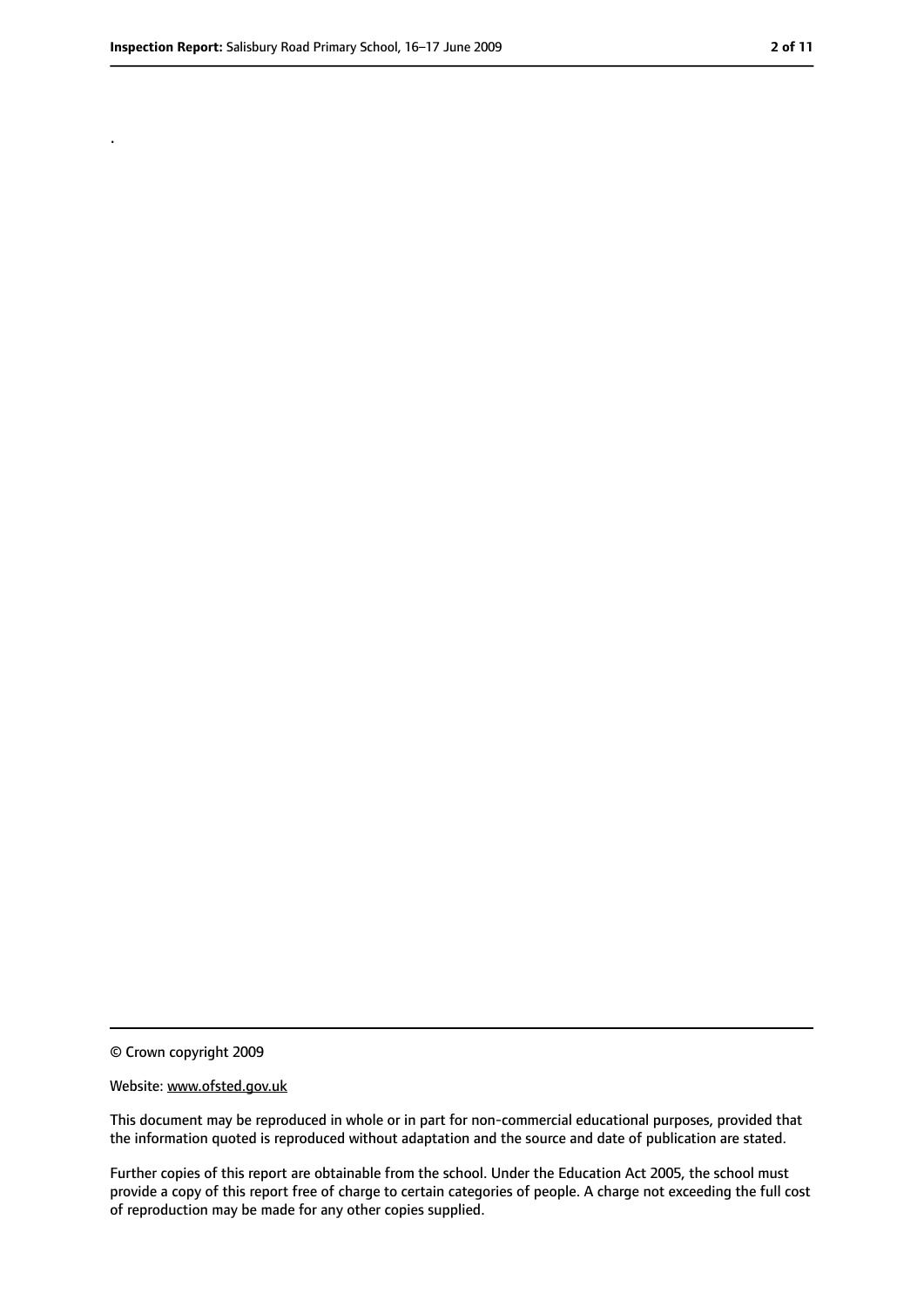.

© Crown copyright 2009

Website: www.ofsted.gov.uk

This document may be reproduced in whole or in part for non-commercial educational purposes, provided that the information quoted is reproduced without adaptation and the source and date of publication are stated.

Further copies of this report are obtainable from the school. Under the Education Act 2005, the school must provide a copy of this report free of charge to certain categories of people. A charge not exceeding the full cost of reproduction may be made for any other copies supplied.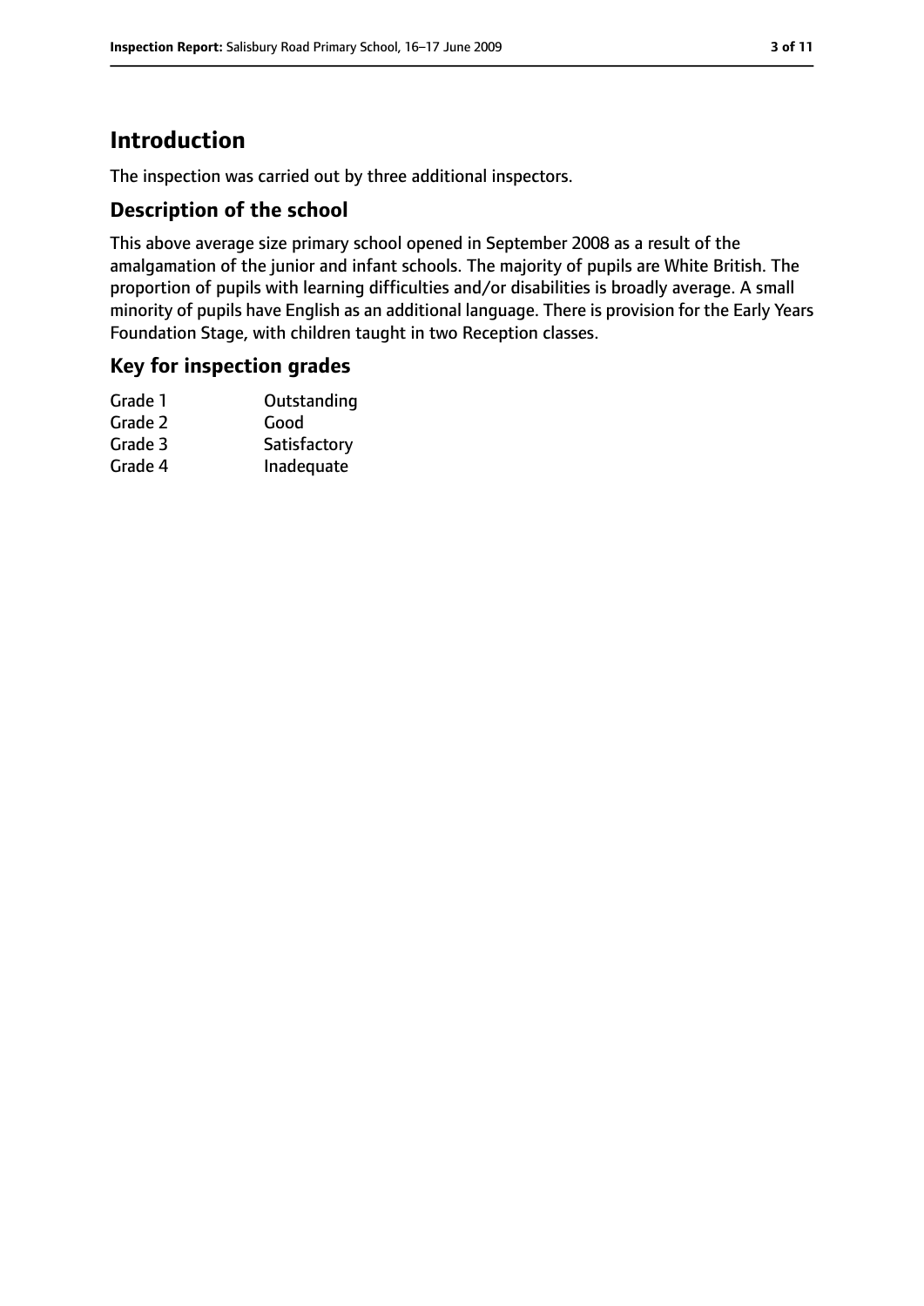# Introduction

The inspection was carried out by three additional inspectors.

## Description of the school

This above average size primary school opened in September 2008 as a result of the amalgamation of the junior and infant schools. The majority of pupils are White British. The proportion of pupils with learning difficulties and/or disabilities is broadly average. A small minority of pupils have English as an additional language. There is provision for the Early Years Foundation Stage, with children taught in two Reception classes.

## Key for inspection grades

| | |
|---|---|
| Grade 1 | Outstanding |
| Grade 2 | Good |
| Grade 3 | Satisfactory |
| Grade 4 | Inadequate |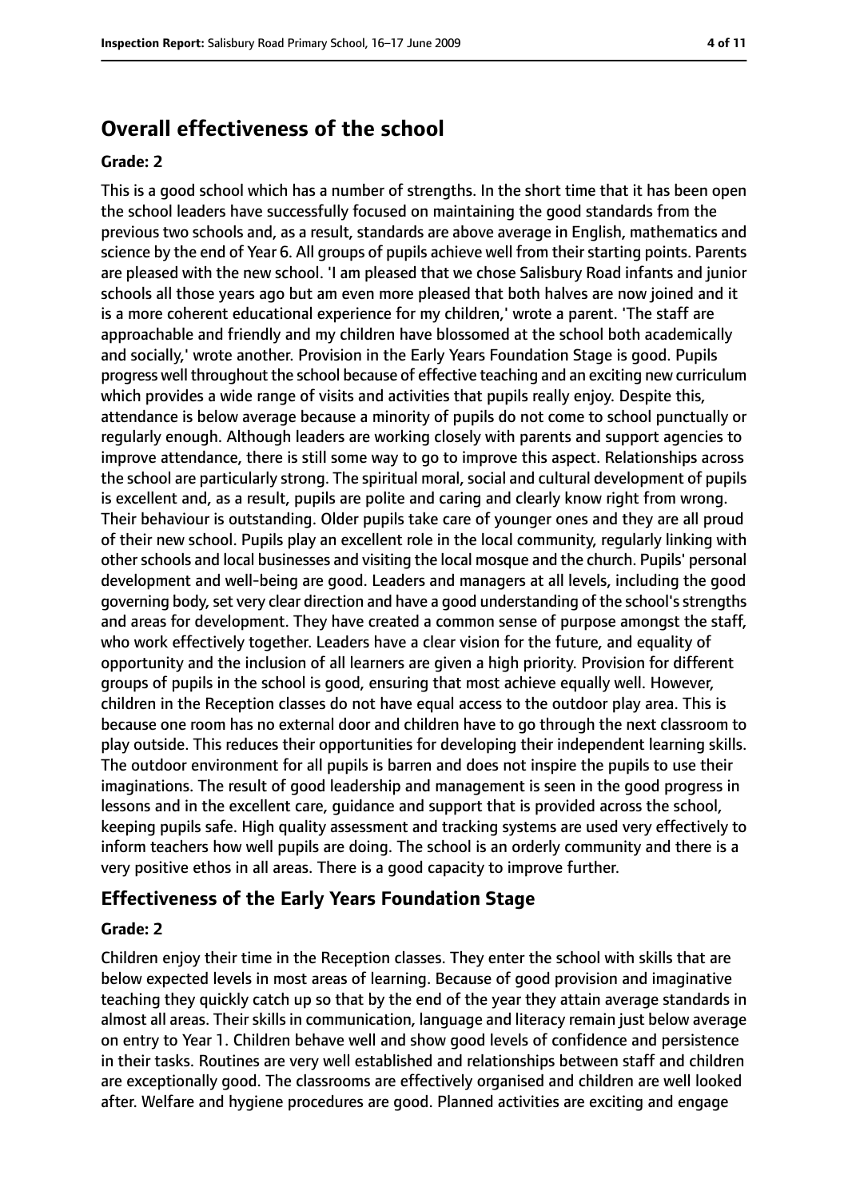## Overall effectiveness of the school

### Grade: 2

This is a good school which has a number of strengths. In the short time that it has been open the school leaders have successfully focused on maintaining the good standards from the previous two schools and, as a result, standards are above average in English, mathematics and science by the end of Year 6. All groups of pupils achieve well from their starting points. Parents are pleased with the new school. 'I am pleased that we chose Salisbury Road infants and junior schools all those years ago but am even more pleased that both halves are now joined and it is a more coherent educational experience for my children,' wrote a parent. 'The staff are approachable and friendly and my children have blossomed at the school both academically and socially,' wrote another. Provision in the Early Years Foundation Stage is good. Pupils progress well throughout the school because of effective teaching and an exciting new curriculum which provides a wide range of visits and activities that pupils really enjoy. Despite this, attendance is below average because a minority of pupils do not come to school punctually or regularly enough. Although leaders are working closely with parents and support agencies to improve attendance, there is still some way to go to improve this aspect. Relationships across the school are particularly strong. The spiritual moral, social and cultural development of pupils is excellent and, as a result, pupils are polite and caring and clearly know right from wrong. Their behaviour is outstanding. Older pupils take care of younger ones and they are all proud of their new school. Pupils play an excellent role in the local community, regularly linking with other schools and local businesses and visiting the local mosque and the church. Pupils' personal development and well-being are good. Leaders and managers at all levels, including the good governing body, set very clear direction and have a good understanding of the school's strengths and areas for development. They have created a common sense of purpose amongst the staff, who work effectively together. Leaders have a clear vision for the future, and equality of opportunity and the inclusion of all learners are given a high priority. Provision for different groups of pupils in the school is good, ensuring that most achieve equally well. However, children in the Reception classes do not have equal access to the outdoor play area. This is because one room has no external door and children have to go through the next classroom to play outside. This reduces their opportunities for developing their independent learning skills. The outdoor environment for all pupils is barren and does not inspire the pupils to use their imaginations. The result of good leadership and management is seen in the good progress in lessons and in the excellent care, guidance and support that is provided across the school, keeping pupils safe. High quality assessment and tracking systems are used very effectively to inform teachers how well pupils are doing. The school is an orderly community and there is a very positive ethos in all areas. There is a good capacity to improve further.

## Effectiveness of the Early Years Foundation Stage

### Grade: 2

Children enjoy their time in the Reception classes. They enter the school with skills that are below expected levels in most areas of learning. Because of good provision and imaginative teaching they quickly catch up so that by the end of the year they attain average standards in almost all areas. Their skills in communication, language and literacy remain just below average on entry to Year 1. Children behave well and show good levels of confidence and persistence in their tasks. Routines are very well established and relationships between staff and children are exceptionally good. The classrooms are effectively organised and children are well looked after. Welfare and hygiene procedures are good. Planned activities are exciting and engage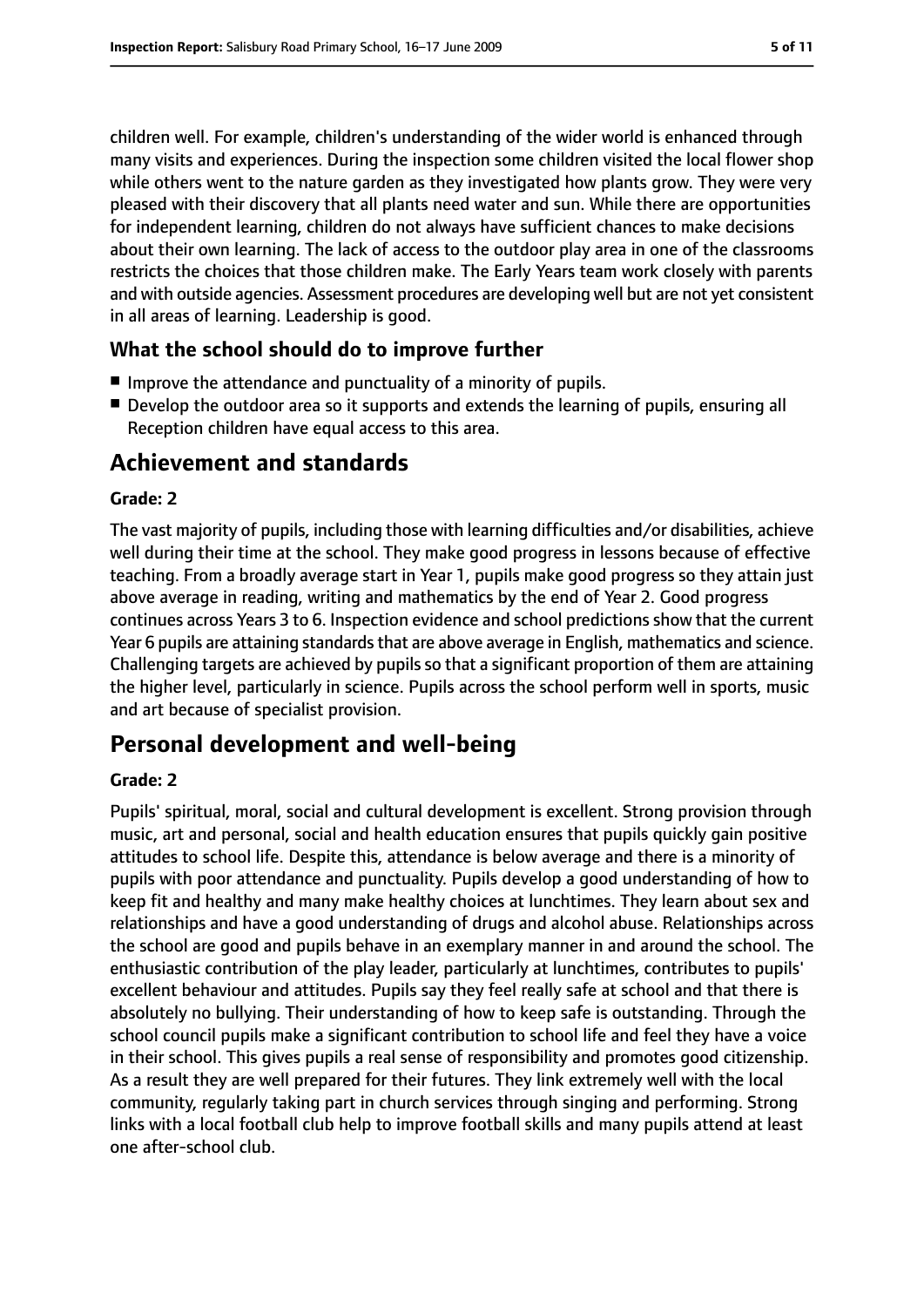children well. For example, children's understanding of the wider world is enhanced through many visits and experiences. During the inspection some children visited the local flower shop while others went to the nature garden as they investigated how plants grow. They were very pleased with their discovery that all plants need water and sun. While there are opportunities for independent learning, children do not always have sufficient chances to make decisions about their own learning. The lack of access to the outdoor play area in one of the classrooms restricts the choices that those children make. The Early Years team work closely with parents and with outside agencies. Assessment procedures are developing well but are not yet consistent in all areas of learning. Leadership is good.

### What the school should do to improve further

- Improve the attendance and punctuality of a minority of pupils.
- Develop the outdoor area so it supports and extends the learning of pupils, ensuring all Reception children have equal access to this area.

## Achievement and standards

#### Grade: 2

The vast majority of pupils, including those with learning difficulties and/or disabilities, achieve well during their time at the school. They make good progress in lessons because of effective teaching. From a broadly average start in Year 1, pupils make good progress so they attain just above average in reading, writing and mathematics by the end of Year 2. Good progress continues across Years 3 to 6. Inspection evidence and school predictions show that the current Year 6 pupils are attaining standards that are above average in English, mathematics and science. Challenging targets are achieved by pupils so that a significant proportion of them are attaining the higher level, particularly in science. Pupils across the school perform well in sports, music and art because of specialist provision.

## Personal development and well-being

#### Grade: 2

Pupils' spiritual, moral, social and cultural development is excellent. Strong provision through music, art and personal, social and health education ensures that pupils quickly gain positive attitudes to school life. Despite this, attendance is below average and there is a minority of pupils with poor attendance and punctuality. Pupils develop a good understanding of how to keep fit and healthy and many make healthy choices at lunchtimes. They learn about sex and relationships and have a good understanding of drugs and alcohol abuse. Relationships across the school are good and pupils behave in an exemplary manner in and around the school. The enthusiastic contribution of the play leader, particularly at lunchtimes, contributes to pupils' excellent behaviour and attitudes. Pupils say they feel really safe at school and that there is absolutely no bullying. Their understanding of how to keep safe is outstanding. Through the school council pupils make a significant contribution to school life and feel they have a voice in their school. This gives pupils a real sense of responsibility and promotes good citizenship. As a result they are well prepared for their futures. They link extremely well with the local community, regularly taking part in church services through singing and performing. Strong links with a local football club help to improve football skills and many pupils attend at least one after-school club.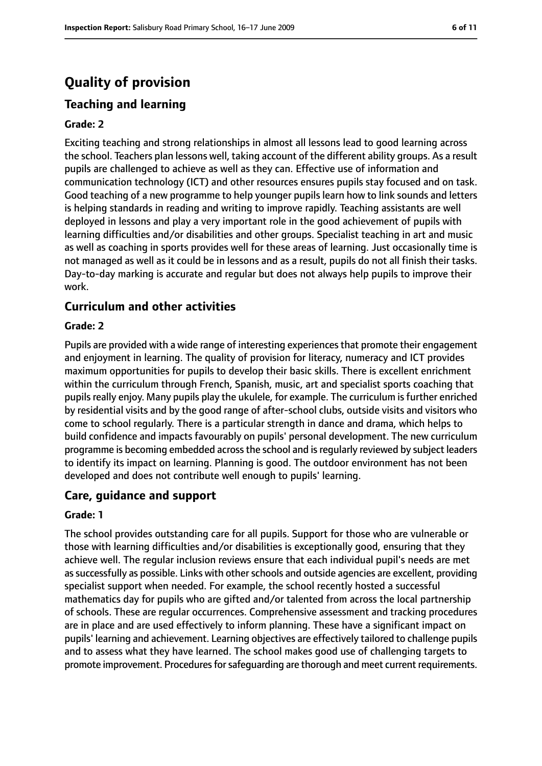# Quality of provision

## Teaching and learning

### Grade: 2

Exciting teaching and strong relationships in almost all lessons lead to good learning across the school. Teachers plan lessons well, taking account of the different ability groups. As a result pupils are challenged to achieve as well as they can. Effective use of information and communication technology (ICT) and other resources ensures pupils stay focused and on task. Good teaching of a new programme to help younger pupils learn how to link sounds and letters is helping standards in reading and writing to improve rapidly. Teaching assistants are well deployed in lessons and play a very important role in the good achievement of pupils with learning difficulties and/or disabilities and other groups. Specialist teaching in art and music as well as coaching in sports provides well for these areas of learning. Just occasionally time is not managed as well as it could be in lessons and as a result, pupils do not all finish their tasks. Day-to-day marking is accurate and regular but does not always help pupils to improve their work.

## Curriculum and other activities

### Grade: 2

Pupils are provided with a wide range of interesting experiences that promote their engagement and enjoyment in learning. The quality of provision for literacy, numeracy and ICT provides maximum opportunities for pupils to develop their basic skills. There is excellent enrichment within the curriculum through French, Spanish, music, art and specialist sports coaching that pupils really enjoy. Many pupils play the ukulele, for example. The curriculum is further enriched by residential visits and by the good range of after-school clubs, outside visits and visitors who come to school regularly. There is a particular strength in dance and drama, which helps to build confidence and impacts favourably on pupils' personal development. The new curriculum programme is becoming embedded across the school and is regularly reviewed by subject leaders to identify its impact on learning. Planning is good. The outdoor environment has not been developed and does not contribute well enough to pupils' learning.

## Care, guidance and support

### Grade: 1

The school provides outstanding care for all pupils. Support for those who are vulnerable or those with learning difficulties and/or disabilities is exceptionally good, ensuring that they achieve well. The regular inclusion reviews ensure that each individual pupil's needs are met as successfully as possible. Links with other schools and outside agencies are excellent, providing specialist support when needed. For example, the school recently hosted a successful mathematics day for pupils who are gifted and/or talented from across the local partnership of schools. These are regular occurrences. Comprehensive assessment and tracking procedures are in place and are used effectively to inform planning. These have a significant impact on pupils' learning and achievement. Learning objectives are effectively tailored to challenge pupils and to assess what they have learned. The school makes good use of challenging targets to promote improvement. Procedures for safeguarding are thorough and meet current requirements.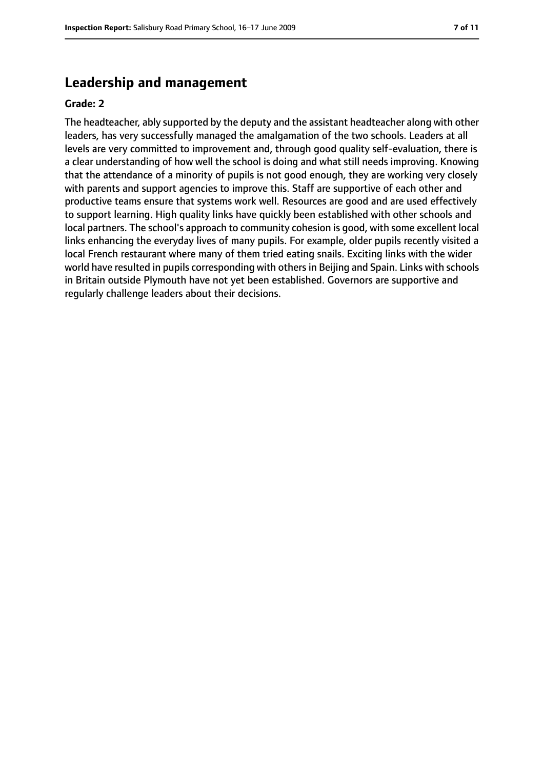## Leadership and management

**Grade: 2**

The headteacher, ably supported by the deputy and the assistant headteacher along with other leaders, has very successfully managed the amalgamation of the two schools. Leaders at all levels are very committed to improvement and, through good quality self-evaluation, there is a clear understanding of how well the school is doing and what still needs improving. Knowing that the attendance of a minority of pupils is not good enough, they are working very closely with parents and support agencies to improve this. Staff are supportive of each other and productive teams ensure that systems work well. Resources are good and are used effectively to support learning. High quality links have quickly been established with other schools and local partners. The school's approach to community cohesion is good, with some excellent local links enhancing the everyday lives of many pupils. For example, older pupils recently visited a local French restaurant where many of them tried eating snails. Exciting links with the wider world have resulted in pupils corresponding with others in Beijing and Spain. Links with schools in Britain outside Plymouth have not yet been established. Governors are supportive and regularly challenge leaders about their decisions.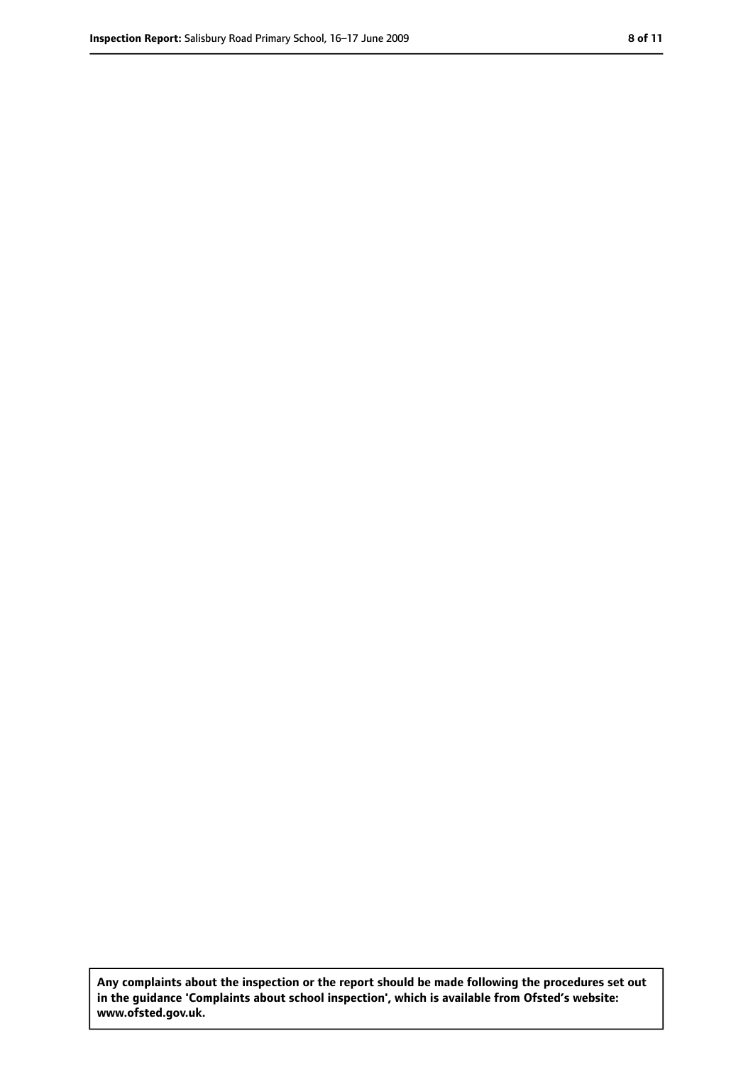**Any complaints about the inspection or the report should be made following the procedures set out in the guidance 'Complaints about school inspection', which is available from Ofsted's website: www.ofsted.gov.uk.**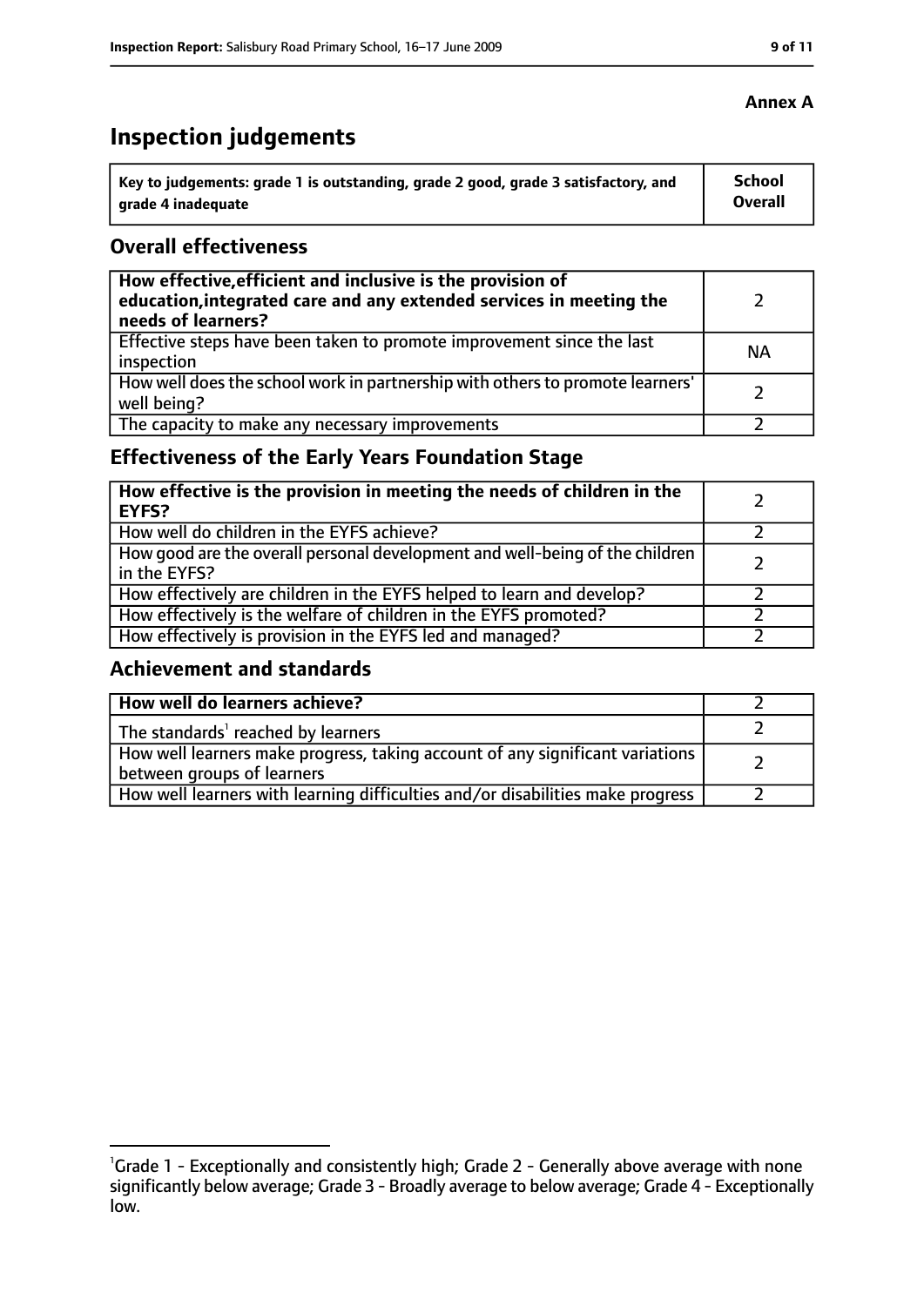**Annex A**

# Inspection judgements

| Key to judgements: grade 1 is outstanding, grade 2 good, grade 3 satisfactory, and grade 4 inadequate | School Overall |
|---|---|

## Overall effectiveness

| | |
|---|---|
| **How effective, efficient and inclusive is the provision of education, integrated care and any extended services in meeting the needs of learners?** | 2 |
| Effective steps have been taken to promote improvement since the last inspection | NA |
| How well does the school work in partnership with others to promote learners' well being? | 2 |
| The capacity to make any necessary improvements | 2 |

## Effectiveness of the Early Years Foundation Stage

| | |
|---|---|
| **How effective is the provision in meeting the needs of children in the EYFS?** | 2 |
| How well do children in the EYFS achieve? | 2 |
| How good are the overall personal development and well-being of the children in the EYFS? | 2 |
| How effectively are children in the EYFS helped to learn and develop? | 2 |
| How effectively is the welfare of children in the EYFS promoted? | 2 |
| How effectively is provision in the EYFS led and managed? | 2 |

## Achievement and standards

| | |
|---|---|
| **How well do learners achieve?** | 2 |
| The standards[1] reached by learners | 2 |
| How well learners make progress, taking account of any significant variations between groups of learners | 2 |
| How well learners with learning difficulties and/or disabilities make progress | 2 |

[1] Grade 1 - Exceptionally and consistently high; Grade 2 - Generally above average with none significantly below average; Grade 3 - Broadly average to below average; Grade 4 - Exceptionally low.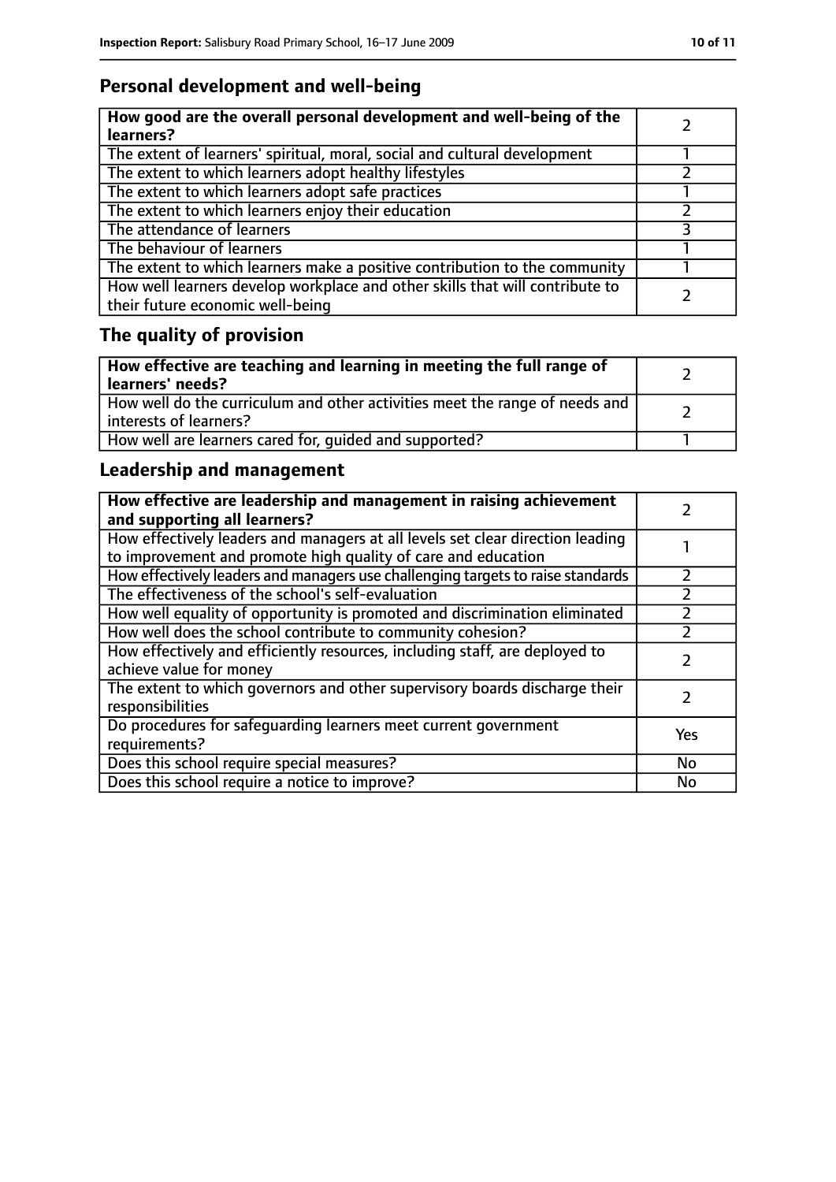## Personal development and well-being

| How good are the overall personal development and well-being of the learners? | 2 |
|---|---|
| The extent of learners' spiritual, moral, social and cultural development | 1 |
| The extent to which learners adopt healthy lifestyles | 2 |
| The extent to which learners adopt safe practices | 1 |
| The extent to which learners enjoy their education | 2 |
| The attendance of learners | 3 |
| The behaviour of learners | 1 |
| The extent to which learners make a positive contribution to the community | 1 |
| How well learners develop workplace and other skills that will contribute to their future economic well-being | 2 |

## The quality of provision

| How effective are teaching and learning in meeting the full range of learners' needs? | 2 |
|---|---|
| How well do the curriculum and other activities meet the range of needs and interests of learners? | 2 |
| How well are learners cared for, guided and supported? | 1 |

## Leadership and management

| How effective are leadership and management in raising achievement and supporting all learners? | 2 |
|---|---|
| How effectively leaders and managers at all levels set clear direction leading to improvement and promote high quality of care and education | 1 |
| How effectively leaders and managers use challenging targets to raise standards | 2 |
| The effectiveness of the school's self-evaluation | 2 |
| How well equality of opportunity is promoted and discrimination eliminated | 2 |
| How well does the school contribute to community cohesion? | 2 |
| How effectively and efficiently resources, including staff, are deployed to achieve value for money | 2 |
| The extent to which governors and other supervisory boards discharge their responsibilities | 2 |
| Do procedures for safeguarding learners meet current government requirements? | Yes |
| Does this school require special measures? | No |
| Does this school require a notice to improve? | No |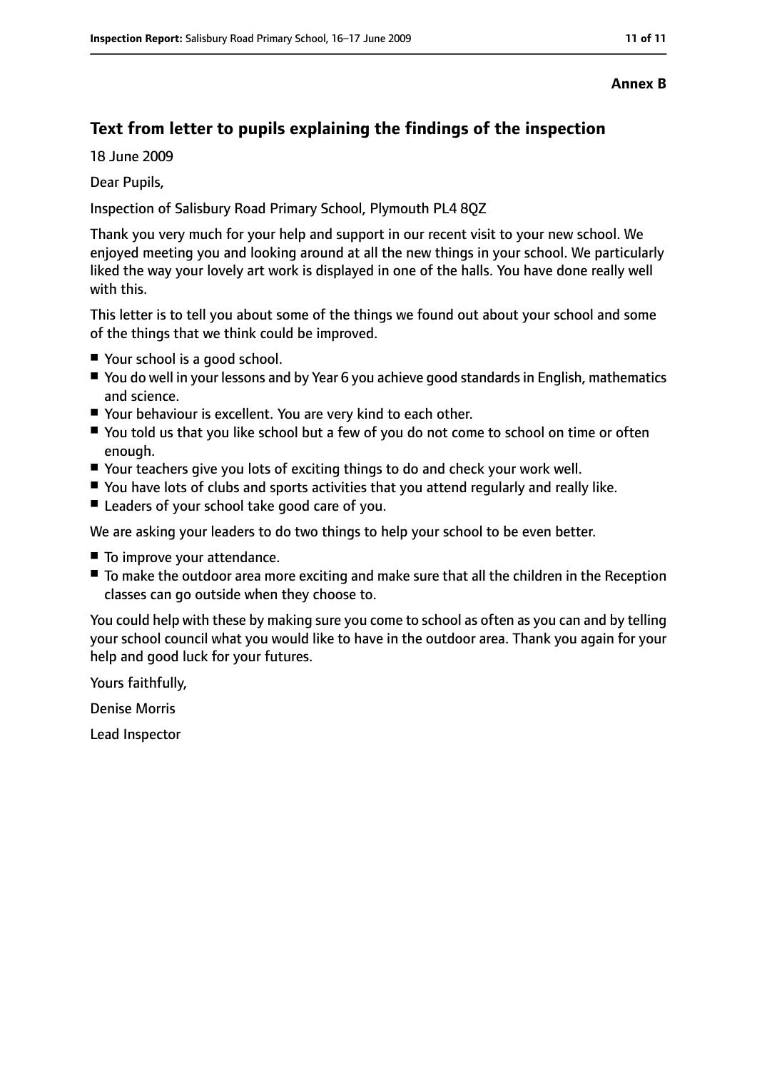**Annex B**

## Text from letter to pupils explaining the findings of the inspection

18 June 2009

Dear Pupils,

Inspection of Salisbury Road Primary School, Plymouth PL4 8QZ

Thank you very much for your help and support in our recent visit to your new school. We enjoyed meeting you and looking around at all the new things in your school. We particularly liked the way your lovely art work is displayed in one of the halls. You have done really well with this.

This letter is to tell you about some of the things we found out about your school and some of the things that we think could be improved.

- Your school is a good school.
- You do well in your lessons and by Year 6 you achieve good standards in English, mathematics and science.
- Your behaviour is excellent. You are very kind to each other.
- You told us that you like school but a few of you do not come to school on time or often enough.
- Your teachers give you lots of exciting things to do and check your work well.
- You have lots of clubs and sports activities that you attend regularly and really like.
- Leaders of your school take good care of you.

We are asking your leaders to do two things to help your school to be even better.

- To improve your attendance.
- To make the outdoor area more exciting and make sure that all the children in the Reception classes can go outside when they choose to.

You could help with these by making sure you come to school as often as you can and by telling your school council what you would like to have in the outdoor area. Thank you again for your help and good luck for your futures.

Yours faithfully,

Denise Morris

Lead Inspector